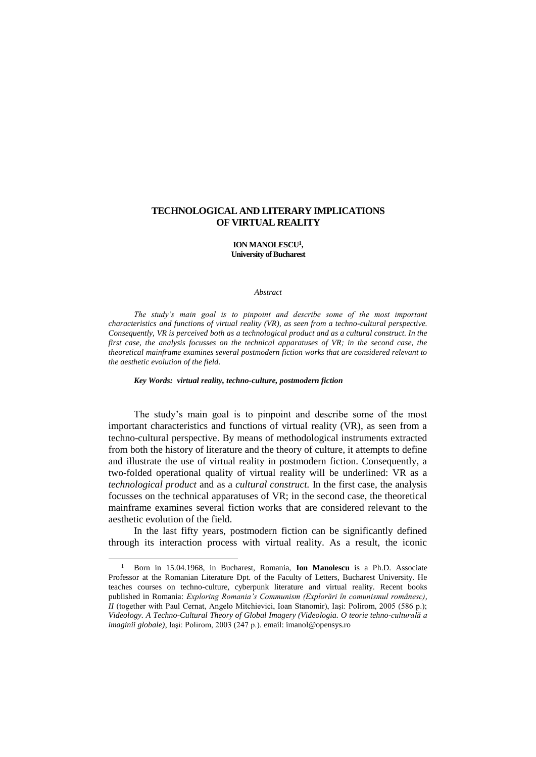# TECHNOLOGICAL AND LITERARY IMPLICATIONS OF VIRTUAL REALITY

**ION MANOLESCU[1],**
**University of Bucharest**

*Abstract*

*The study's main goal is to pinpoint and describe some of the most important characteristics and functions of virtual reality (VR), as seen from a techno-cultural perspective. Consequently, VR is perceived both as a technological product and as a cultural construct. In the first case, the analysis focusses on the technical apparatuses of VR; in the second case, the theoretical mainframe examines several postmodern fiction works that are considered relevant to the aesthetic evolution of the field.*

***Key Words: virtual reality, techno-culture, postmodern fiction***

The study's main goal is to pinpoint and describe some of the most important characteristics and functions of virtual reality (VR), as seen from a techno-cultural perspective. By means of methodological instruments extracted from both the history of literature and the theory of culture, it attempts to define and illustrate the use of virtual reality in postmodern fiction. Consequently, a two-folded operational quality of virtual reality will be underlined: VR as a *technological product* and as a *cultural construct.* In the first case, the analysis focusses on the technical apparatuses of VR; in the second case, the theoretical mainframe examines several fiction works that are considered relevant to the aesthetic evolution of the field.

In the last fifty years, postmodern fiction can be significantly defined through its interaction process with virtual reality. As a result, the iconic

---

[1] Born in 15.04.1968, in Bucharest, Romania, **Ion Manolescu** is a Ph.D. Associate Professor at the Romanian Literature Dpt. of the Faculty of Letters, Bucharest University. He teaches courses on techno-culture, cyberpunk literature and virtual reality. Recent books published in Romania: *Exploring Romania's Communism (Explorări în comunismul românesc), II* (together with Paul Cernat, Angelo Mitchievici, Ioan Stanomir), Iaşi: Polirom, 2005 (586 p.); *Videology. A Techno-Cultural Theory of Global Imagery (Videologia. O teorie tehno-culturală a imaginii globale)*, Iaşi: Polirom, 2003 (247 p.). email: imanol@opensys.ro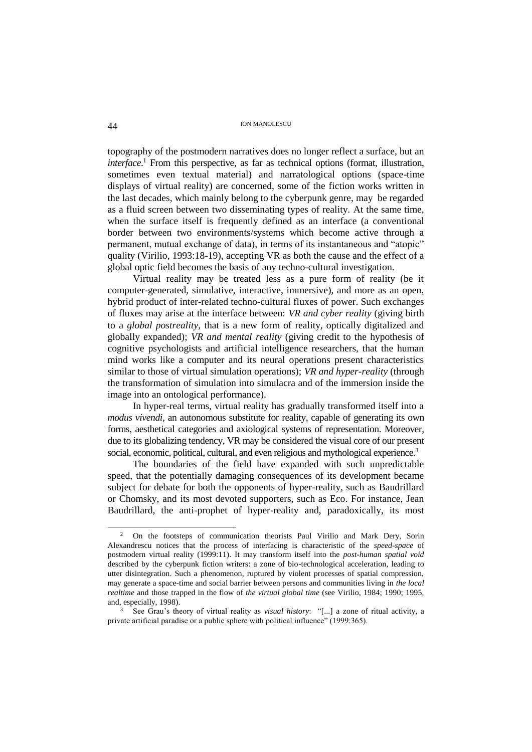topography of the postmodern narratives does no longer reflect a surface, but an *interface*.[1] From this perspective, as far as technical options (format, illustration, sometimes even textual material) and narratological options (space-time displays of virtual reality) are concerned, some of the fiction works written in the last decades, which mainly belong to the cyberpunk genre, may be regarded as a fluid screen between two disseminating types of reality. At the same time, when the surface itself is frequently defined as an interface (a conventional border between two environments/systems which become active through a permanent, mutual exchange of data), in terms of its instantaneous and "atopic" quality (Virilio, 1993:18-19), accepting VR as both the cause and the effect of a global optic field becomes the basis of any techno-cultural investigation.

Virtual reality may be treated less as a pure form of reality (be it computer-generated, simulative, interactive, immersive), and more as an open, hybrid product of inter-related techno-cultural fluxes of power. Such exchanges of fluxes may arise at the interface between: *VR and cyber reality* (giving birth to a *global postreality*, that is a new form of reality, optically digitalized and globally expanded); *VR and mental reality* (giving credit to the hypothesis of cognitive psychologists and artificial intelligence researchers, that the human mind works like a computer and its neural operations present characteristics similar to those of virtual simulation operations); *VR and hyper-reality* (through the transformation of simulation into simulacra and of the immersion inside the image into an ontological performance).

In hyper-real terms, virtual reality has gradually transformed itself into a *modus vivendi*, an autonomous substitute for reality, capable of generating its own forms, aesthetical categories and axiological systems of representation. Moreover, due to its globalizing tendency, VR may be considered the visual core of our present social, economic, political, cultural, and even religious and mythological experience.[3]

The boundaries of the field have expanded with such unpredictable speed, that the potentially damaging consequences of its development became subject for debate for both the opponents of hyper-reality, such as Baudrillard or Chomsky, and its most devoted supporters, such as Eco. For instance, Jean Baudrillard, the anti-prophet of hyper-reality and, paradoxically, its most

---

[2] On the footsteps of communication theorists Paul Virilio and Mark Dery, Sorin Alexandrescu notices that the process of interfacing is characteristic of the *speed-space* of postmodern virtual reality (1999:11). It may transform itself into the *post-human spatial void* described by the cyberpunk fiction writers: a zone of bio-technological acceleration, leading to utter disintegration. Such a phenomenon, ruptured by violent processes of spatial compression, may generate a space-time and social barrier between persons and communities living in *the local realtime* and those trapped in the flow of *the virtual global time* (see Virilio, 1984; 1990; 1995, and, especially, 1998).

[3] See Grau's theory of virtual reality as *visual history*: "[...] a zone of ritual activity, a private artificial paradise or a public sphere with political influence" (1999:365).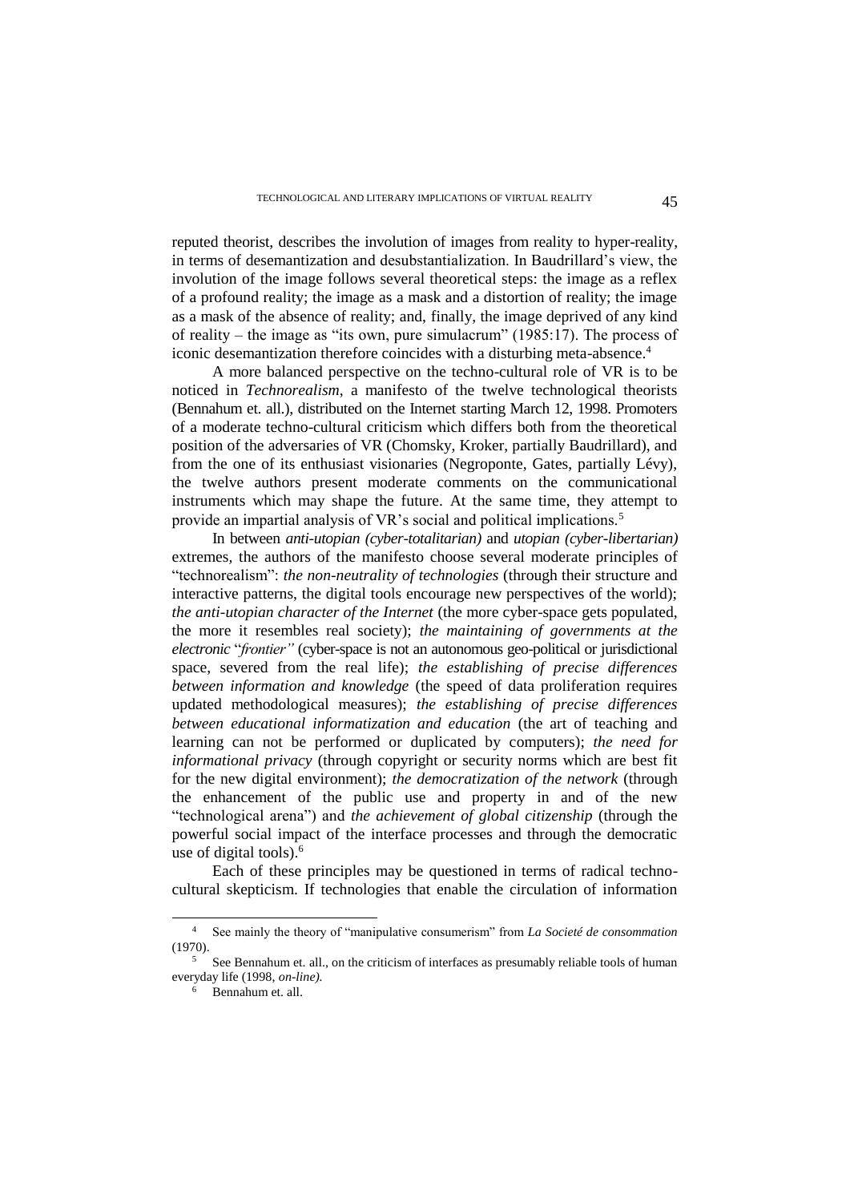reputed theorist, describes the involution of images from reality to hyper-reality, in terms of desemantization and desubstantialization. In Baudrillard's view, the involution of the image follows several theoretical steps: the image as a reflex of a profound reality; the image as a mask and a distortion of reality; the image as a mask of the absence of reality; and, finally, the image deprived of any kind of reality – the image as "its own, pure simulacrum" (1985:17). The process of iconic desemantization therefore coincides with a disturbing meta-absence.[4]

A more balanced perspective on the techno-cultural role of VR is to be noticed in *Technorealism*, a manifesto of the twelve technological theorists (Bennahum et. all.), distributed on the Internet starting March 12, 1998. Promoters of a moderate techno-cultural criticism which differs both from the theoretical position of the adversaries of VR (Chomsky, Kroker, partially Baudrillard), and from the one of its enthusiast visionaries (Negroponte, Gates, partially Lévy), the twelve authors present moderate comments on the communicational instruments which may shape the future. At the same time, they attempt to provide an impartial analysis of VR's social and political implications.[5]

In between *anti-utopian (cyber-totalitarian)* and *utopian (cyber-libertarian)* extremes, the authors of the manifesto choose several moderate principles of "technorealism": *the non-neutrality of technologies* (through their structure and interactive patterns, the digital tools encourage new perspectives of the world); *the anti-utopian character of the Internet* (the more cyber-space gets populated, the more it resembles real society); *the maintaining of governments at the electronic "frontier"* (cyber-space is not an autonomous geo-political or jurisdictional space, severed from the real life); *the establishing of precise differences between information and knowledge* (the speed of data proliferation requires updated methodological measures); *the establishing of precise differences between educational informatization and education* (the art of teaching and learning can not be performed or duplicated by computers); *the need for informational privacy* (through copyright or security norms which are best fit for the new digital environment); *the democratization of the network* (through the enhancement of the public use and property in and of the new "technological arena") and *the achievement of global citizenship* (through the powerful social impact of the interface processes and through the democratic use of digital tools).[6]

Each of these principles may be questioned in terms of radical techno-cultural skepticism. If technologies that enable the circulation of information

---

[4] See mainly the theory of "manipulative consumerism" from *La Societé de consommation* (1970).

[5] See Bennahum et. all., on the criticism of interfaces as presumably reliable tools of human everyday life (1998, *on-line).*

[6] Bennahum et. all.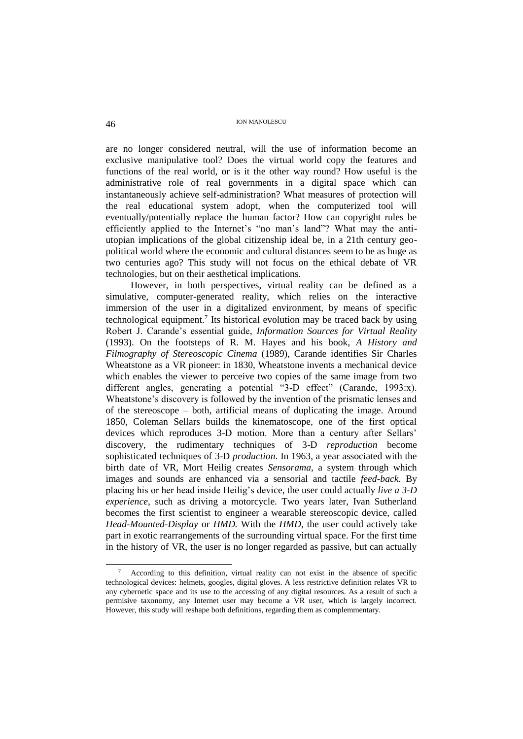are no longer considered neutral, will the use of information become an exclusive manipulative tool? Does the virtual world copy the features and functions of the real world, or is it the other way round? How useful is the administrative role of real governments in a digital space which can instantaneously achieve self-administration? What measures of protection will the real educational system adopt, when the computerized tool will eventually/potentially replace the human factor? How can copyright rules be efficiently applied to the Internet's "no man's land"? What may the anti-utopian implications of the global citizenship ideal be, in a 21th century geo-political world where the economic and cultural distances seem to be as huge as two centuries ago? This study will not focus on the ethical debate of VR technologies, but on their aesthetical implications.

However, in both perspectives, virtual reality can be defined as a simulative, computer-generated reality, which relies on the interactive immersion of the user in a digitalized environment, by means of specific technological equipment.[7] Its historical evolution may be traced back by using Robert J. Carande's essential guide, *Information Sources for Virtual Reality* (1993). On the footsteps of R. M. Hayes and his book, *A History and Filmography of Stereoscopic Cinema* (1989), Carande identifies Sir Charles Wheatstone as a VR pioneer: in 1830, Wheatstone invents a mechanical device which enables the viewer to perceive two copies of the same image from two different angles, generating a potential "3-D effect" (Carande, 1993:x). Wheatstone's discovery is followed by the invention of the prismatic lenses and of the stereoscope – both, artificial means of duplicating the image. Around 1850, Coleman Sellars builds the kinematoscope, one of the first optical devices which reproduces 3-D motion. More than a century after Sellars' discovery, the rudimentary techniques of 3-D *reproduction* become sophisticated techniques of 3-D *production*. In 1963, a year associated with the birth date of VR, Mort Heilig creates *Sensorama*, a system through which images and sounds are enhanced via a sensorial and tactile *feed-back*. By placing his or her head inside Heilig's device, the user could actually *live a 3-D experience*, such as driving a motorcycle. Two years later, Ivan Sutherland becomes the first scientist to engineer a wearable stereoscopic device, called *Head-Mounted-Display* or *HMD.* With the *HMD*, the user could actively take part in exotic rearrangements of the surrounding virtual space. For the first time in the history of VR, the user is no longer regarded as passive, but can actually

---

[7] According to this definition, virtual reality can not exist in the absence of specific technological devices: helmets, googles, digital gloves. A less restrictive definition relates VR to any cybernetic space and its use to the accessing of any digital resources. As a result of such a permisive taxonomy, any Internet user may become a VR user, which is largely incorrect. However, this study will reshape both definitions, regarding them as complemmentary.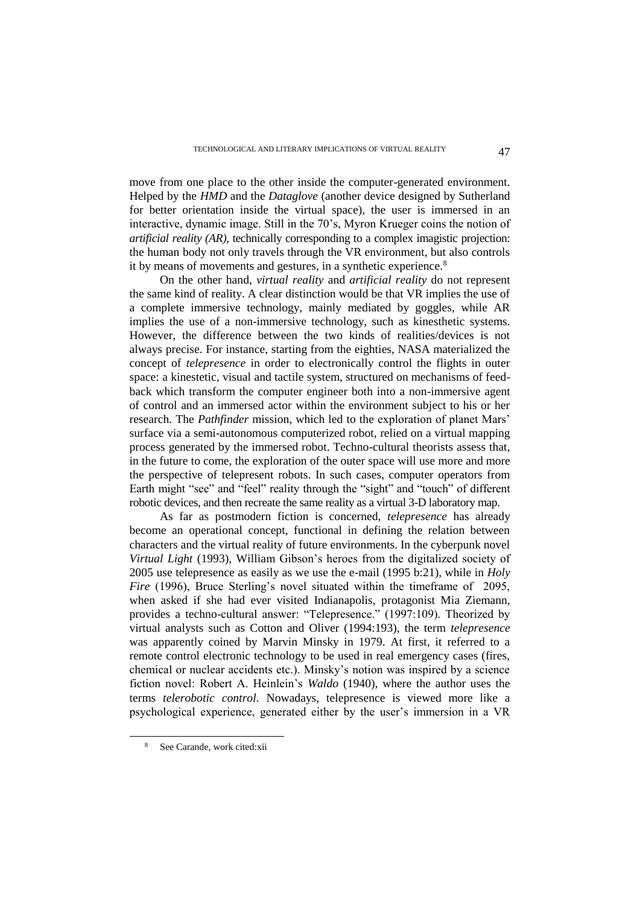move from one place to the other inside the computer-generated environment. Helped by the *HMD* and the *Dataglove* (another device designed by Sutherland for better orientation inside the virtual space), the user is immersed in an interactive, dynamic image. Still in the 70's, Myron Krueger coins the notion of *artificial reality (AR),* technically corresponding to a complex imagistic projection: the human body not only travels through the VR environment, but also controls it by means of movements and gestures, in a synthetic experience.[8]

On the other hand, *virtual reality* and *artificial reality* do not represent the same kind of reality. A clear distinction would be that VR implies the use of a complete immersive technology, mainly mediated by goggles, while AR implies the use of a non-immersive technology, such as kinesthetic systems. However, the difference between the two kinds of realities/devices is not always precise. For instance, starting from the eighties, NASA materialized the concept of *telepresence* in order to electronically control the flights in outer space: a kinestetic, visual and tactile system, structured on mechanisms of feed-back which transform the computer engineer both into a non-immersive agent of control and an immersed actor within the environment subject to his or her research. The *Pathfinder* mission, which led to the exploration of planet Mars' surface via a semi-autonomous computerized robot, relied on a virtual mapping process generated by the immersed robot. Techno-cultural theorists assess that, in the future to come, the exploration of the outer space will use more and more the perspective of telepresent robots. In such cases, computer operators from Earth might "see" and "feel" reality through the "sight" and "touch" of different robotic devices, and then recreate the same reality as a virtual 3-D laboratory map.

As far as postmodern fiction is concerned, *telepresence* has already become an operational concept, functional in defining the relation between characters and the virtual reality of future environments. In the cyberpunk novel *Virtual Light* (1993), William Gibson's heroes from the digitalized society of 2005 use telepresence as easily as we use the e-mail (1995 b:21), while in *Holy Fire* (1996), Bruce Sterling's novel situated within the timeframe of 2095, when asked if she had ever visited Indianapolis, protagonist Mia Ziemann, provides a techno-cultural answer: "Telepresence." (1997:109). Theorized by virtual analysts such as Cotton and Oliver (1994:193), the term *telepresence* was apparently coined by Marvin Minsky in 1979. At first, it referred to a remote control electronic technology to be used in real emergency cases (fires, chemical or nuclear accidents etc.). Minsky's notion was inspired by a science fiction novel: Robert A. Heinlein's *Waldo* (1940), where the author uses the terms *telerobotic control*. Nowadays, telepresence is viewed more like a psychological experience, generated either by the user's immersion in a VR

---

[8] See Carande, work cited:xii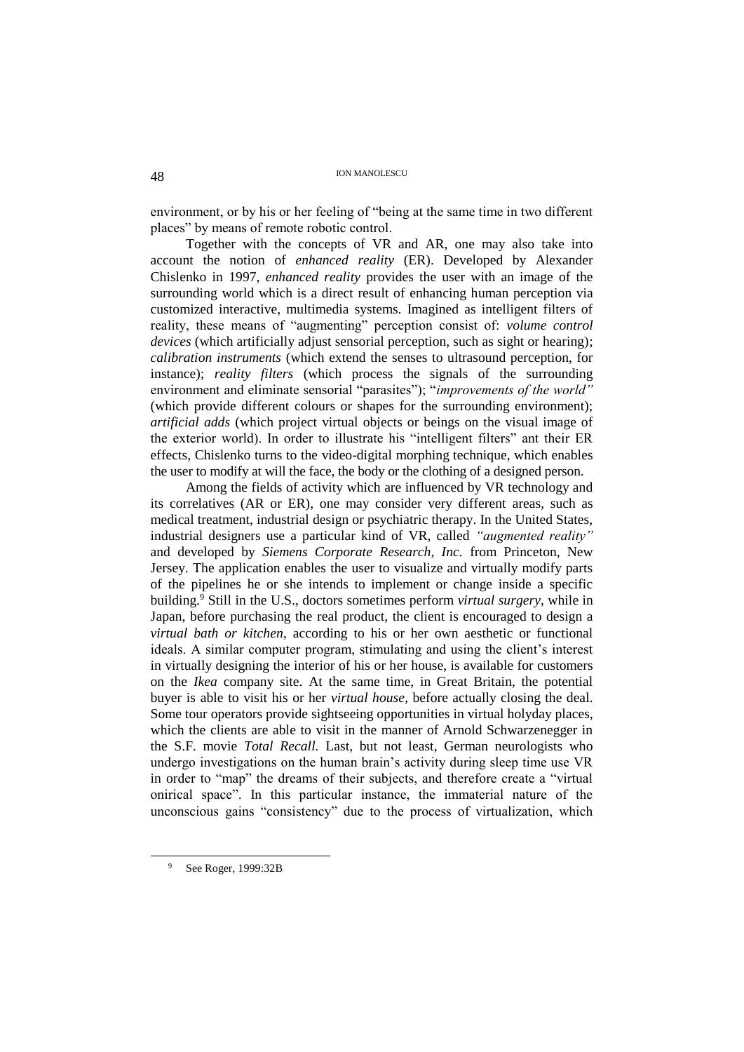environment, or by his or her feeling of "being at the same time in two different places" by means of remote robotic control.

Together with the concepts of VR and AR, one may also take into account the notion of *enhanced reality* (ER). Developed by Alexander Chislenko in 1997, *enhanced reality* provides the user with an image of the surrounding world which is a direct result of enhancing human perception via customized interactive, multimedia systems. Imagined as intelligent filters of reality, these means of "augmenting" perception consist of: *volume control devices* (which artificially adjust sensorial perception, such as sight or hearing); *calibration instruments* (which extend the senses to ultrasound perception, for instance); *reality filters* (which process the signals of the surrounding environment and eliminate sensorial "parasites"); "*improvements of the world"* (which provide different colours or shapes for the surrounding environment); *artificial adds* (which project virtual objects or beings on the visual image of the exterior world). In order to illustrate his "intelligent filters" ant their ER effects, Chislenko turns to the video-digital morphing technique, which enables the user to modify at will the face, the body or the clothing of a designed person.

Among the fields of activity which are influenced by VR technology and its correlatives (AR or ER), one may consider very different areas, such as medical treatment, industrial design or psychiatric therapy. In the United States, industrial designers use a particular kind of VR, called *"augmented reality"* and developed by *Siemens Corporate Research, Inc.* from Princeton, New Jersey. The application enables the user to visualize and virtually modify parts of the pipelines he or she intends to implement or change inside a specific building.[9] Still in the U.S., doctors sometimes perform *virtual surgery*, while in Japan, before purchasing the real product, the client is encouraged to design a *virtual bath or kitchen*, according to his or her own aesthetic or functional ideals. A similar computer program, stimulating and using the client's interest in virtually designing the interior of his or her house, is available for customers on the *Ikea* company site. At the same time, in Great Britain, the potential buyer is able to visit his or her *virtual house*, before actually closing the deal. Some tour operators provide sightseeing opportunities in virtual holyday places, which the clients are able to visit in the manner of Arnold Schwarzenegger in the S.F. movie *Total Recall.* Last, but not least, German neurologists who undergo investigations on the human brain's activity during sleep time use VR in order to "map" the dreams of their subjects, and therefore create a "virtual onirical space". In this particular instance, the immaterial nature of the unconscious gains "consistency" due to the process of virtualization, which

---

[9] See Roger, 1999:32B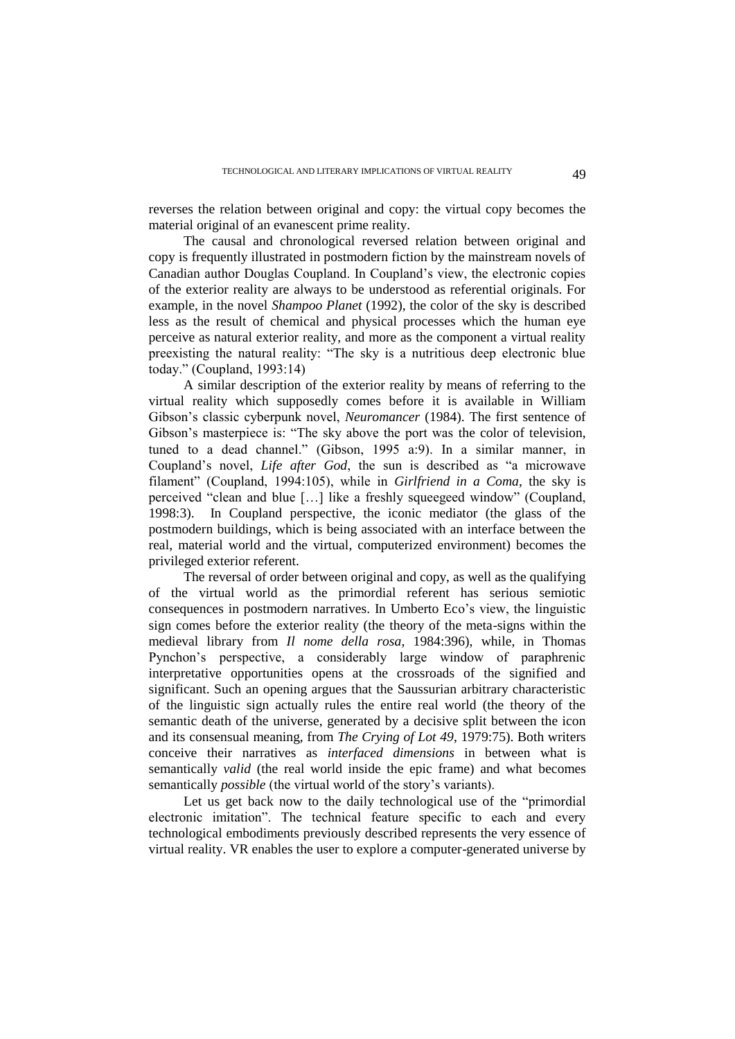reverses the relation between original and copy: the virtual copy becomes the material original of an evanescent prime reality.

The causal and chronological reversed relation between original and copy is frequently illustrated in postmodern fiction by the mainstream novels of Canadian author Douglas Coupland. In Coupland's view, the electronic copies of the exterior reality are always to be understood as referential originals. For example, in the novel *Shampoo Planet* (1992), the color of the sky is described less as the result of chemical and physical processes which the human eye perceive as natural exterior reality, and more as the component a virtual reality preexisting the natural reality: "The sky is a nutritious deep electronic blue today." (Coupland, 1993:14)

A similar description of the exterior reality by means of referring to the virtual reality which supposedly comes before it is available in William Gibson's classic cyberpunk novel, *Neuromancer* (1984). The first sentence of Gibson's masterpiece is: "The sky above the port was the color of television, tuned to a dead channel." (Gibson, 1995 a:9). In a similar manner, in Coupland's novel, *Life after God*, the sun is described as "a microwave filament" (Coupland, 1994:105), while in *Girlfriend in a Coma*, the sky is perceived "clean and blue […] like a freshly squeegeed window" (Coupland, 1998:3). In Coupland perspective, the iconic mediator (the glass of the postmodern buildings, which is being associated with an interface between the real, material world and the virtual, computerized environment) becomes the privileged exterior referent.

The reversal of order between original and copy, as well as the qualifying of the virtual world as the primordial referent has serious semiotic consequences in postmodern narratives. In Umberto Eco's view, the linguistic sign comes before the exterior reality (the theory of the meta-signs within the medieval library from *Il nome della rosa*, 1984:396), while, in Thomas Pynchon's perspective, a considerably large window of paraphrenic interpretative opportunities opens at the crossroads of the signified and significant. Such an opening argues that the Saussurian arbitrary characteristic of the linguistic sign actually rules the entire real world (the theory of the semantic death of the universe, generated by a decisive split between the icon and its consensual meaning, from *The Crying of Lot 49*, 1979:75). Both writers conceive their narratives as *interfaced dimensions* in between what is semantically *valid* (the real world inside the epic frame) and what becomes semantically *possible* (the virtual world of the story's variants).

Let us get back now to the daily technological use of the "primordial electronic imitation". The technical feature specific to each and every technological embodiments previously described represents the very essence of virtual reality. VR enables the user to explore a computer-generated universe by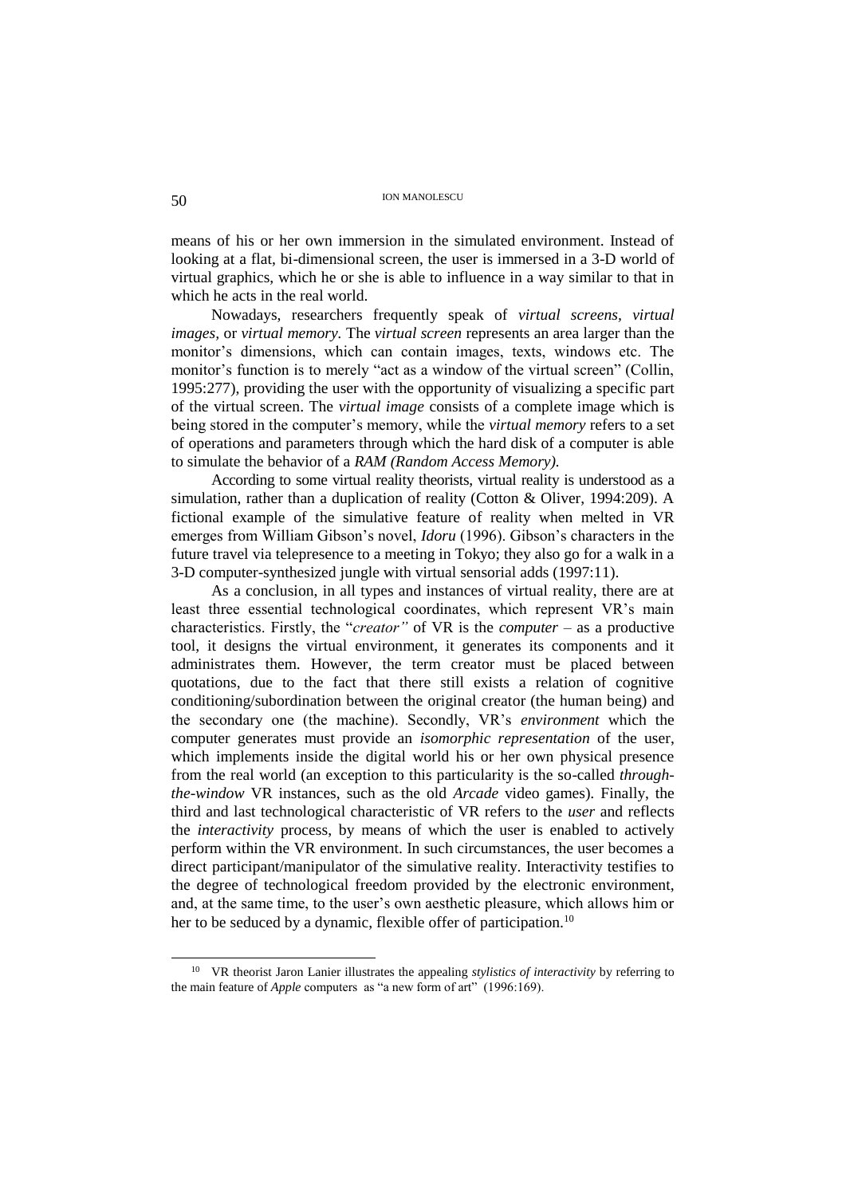means of his or her own immersion in the simulated environment. Instead of looking at a flat, bi-dimensional screen, the user is immersed in a 3-D world of virtual graphics, which he or she is able to influence in a way similar to that in which he acts in the real world.

Nowadays, researchers frequently speak of *virtual screens, virtual images,* or *virtual memory.* The *virtual screen* represents an area larger than the monitor's dimensions, which can contain images, texts, windows etc. The monitor's function is to merely "act as a window of the virtual screen" (Collin, 1995:277), providing the user with the opportunity of visualizing a specific part of the virtual screen. The *virtual image* consists of a complete image which is being stored in the computer's memory, while the *virtual memory* refers to a set of operations and parameters through which the hard disk of a computer is able to simulate the behavior of a *RAM (Random Access Memory).*

According to some virtual reality theorists, virtual reality is understood as a simulation, rather than a duplication of reality (Cotton & Oliver, 1994:209). A fictional example of the simulative feature of reality when melted in VR emerges from William Gibson's novel, *Idoru* (1996). Gibson's characters in the future travel via telepresence to a meeting in Tokyo; they also go for a walk in a 3-D computer-synthesized jungle with virtual sensorial adds (1997:11).

As a conclusion, in all types and instances of virtual reality, there are at least three essential technological coordinates, which represent VR's main characteristics. Firstly, the "*creator"* of VR is the *computer* – as a productive tool, it designs the virtual environment, it generates its components and it administrates them. However, the term creator must be placed between quotations, due to the fact that there still exists a relation of cognitive conditioning/subordination between the original creator (the human being) and the secondary one (the machine). Secondly, VR's *environment* which the computer generates must provide an *isomorphic representation* of the user, which implements inside the digital world his or her own physical presence from the real world (an exception to this particularity is the so-called *through-the-window* VR instances, such as the old *Arcade* video games). Finally, the third and last technological characteristic of VR refers to the *user* and reflects the *interactivity* process, by means of which the user is enabled to actively perform within the VR environment. In such circumstances, the user becomes a direct participant/manipulator of the simulative reality. Interactivity testifies to the degree of technological freedom provided by the electronic environment, and, at the same time, to the user's own aesthetic pleasure, which allows him or her to be seduced by a dynamic, flexible offer of participation.[10]

---

[10] VR theorist Jaron Lanier illustrates the appealing *stylistics of interactivity* by referring to the main feature of *Apple* computers as "a new form of art" (1996:169).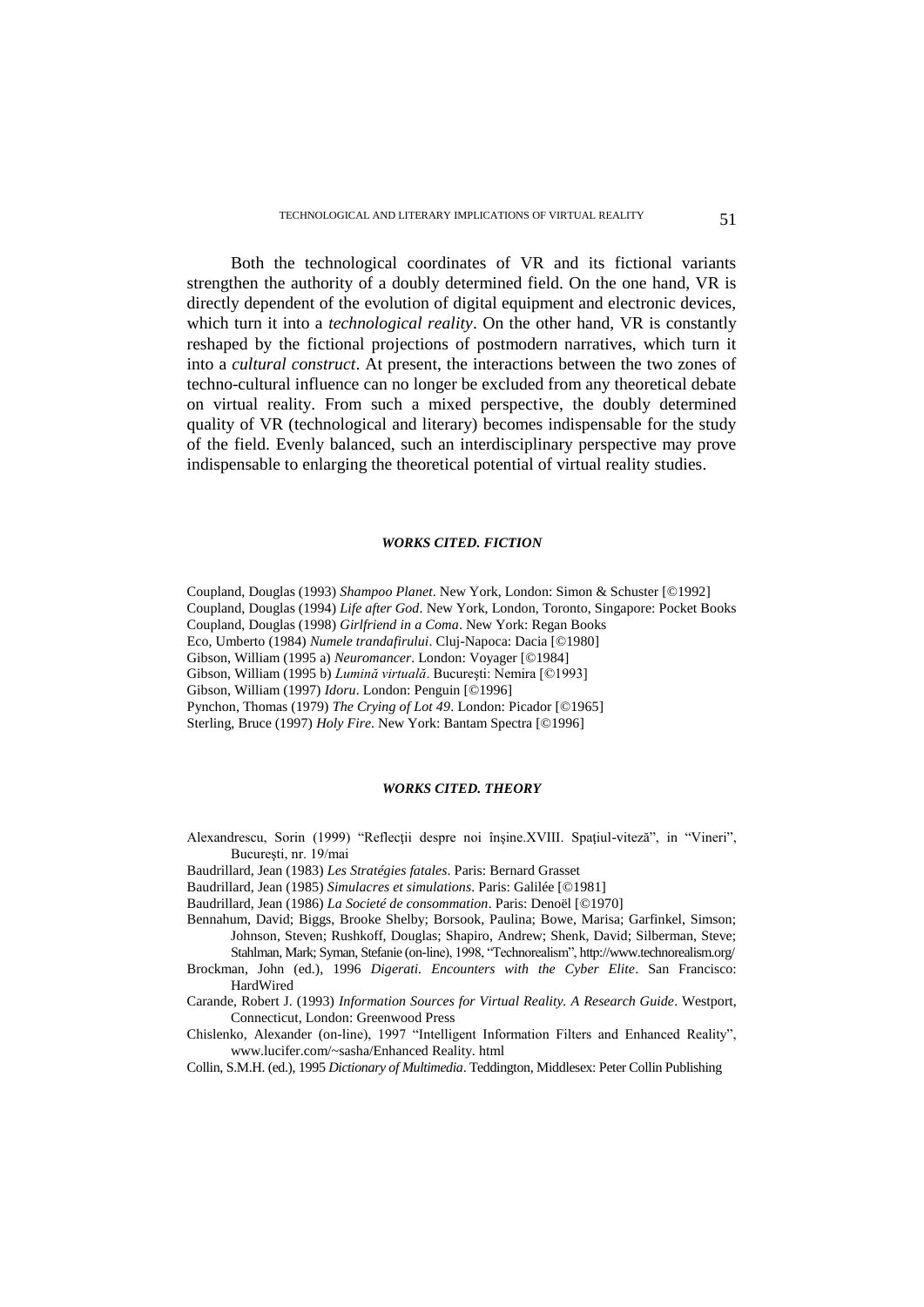Both the technological coordinates of VR and its fictional variants strengthen the authority of a doubly determined field. On the one hand, VR is directly dependent of the evolution of digital equipment and electronic devices, which turn it into a *technological reality*. On the other hand, VR is constantly reshaped by the fictional projections of postmodern narratives, which turn it into a *cultural construct*. At present, the interactions between the two zones of techno-cultural influence can no longer be excluded from any theoretical debate on virtual reality. From such a mixed perspective, the doubly determined quality of VR (technological and literary) becomes indispensable for the study of the field. Evenly balanced, such an interdisciplinary perspective may prove indispensable to enlarging the theoretical potential of virtual reality studies.

### *WORKS CITED. FICTION*

Coupland, Douglas (1993) *Shampoo Planet*. New York, London: Simon & Schuster [©1992]
Coupland, Douglas (1994) *Life after God*. New York, London, Toronto, Singapore: Pocket Books
Coupland, Douglas (1998) *Girlfriend in a Coma*. New York: Regan Books
Eco, Umberto (1984) *Numele trandafirului*. Cluj-Napoca: Dacia [©1980]
Gibson, William (1995 a) *Neuromancer*. London: Voyager [©1984]
Gibson, William (1995 b) *Lumină virtuală*. Bucureşti: Nemira [©1993]
Gibson, William (1997) *Idoru*. London: Penguin [©1996]
Pynchon, Thomas (1979) *The Crying of Lot 49*. London: Picador [©1965]
Sterling, Bruce (1997) *Holy Fire*. New York: Bantam Spectra [©1996]

### *WORKS CITED. THEORY*

Alexandrescu, Sorin (1999) "Reflecţii despre noi înşine.XVIII. Spaţiul-viteză", in "Vineri", Bucureşti, nr. 19/mai

Baudrillard, Jean (1983) *Les Stratégies fatales*. Paris: Bernard Grasset

Baudrillard, Jean (1985) *Simulacres et simulations*. Paris: Galilée [©1981]

Baudrillard, Jean (1986) *La Societé de consommation*. Paris: Denoël [©1970]

Bennahum, David; Biggs, Brooke Shelby; Borsook, Paulina; Bowe, Marisa; Garfinkel, Simson; Johnson, Steven; Rushkoff, Douglas; Shapiro, Andrew; Shenk, David; Silberman, Steve; Stahlman, Mark; Syman, Stefanie (on-line), 1998, "Technorealism", http://www.technorealism.org/

Brockman, John (ed.), 1996 *Digerati. Encounters with the Cyber Elite*. San Francisco: HardWired

Carande, Robert J. (1993) *Information Sources for Virtual Reality. A Research Guide*. Westport, Connecticut, London: Greenwood Press

Chislenko, Alexander (on-line), 1997 "Intelligent Information Filters and Enhanced Reality", www.lucifer.com/~sasha/Enhanced Reality. html

Collin, S.M.H. (ed.), 1995 *Dictionary of Multimedia*. Teddington, Middlesex: Peter Collin Publishing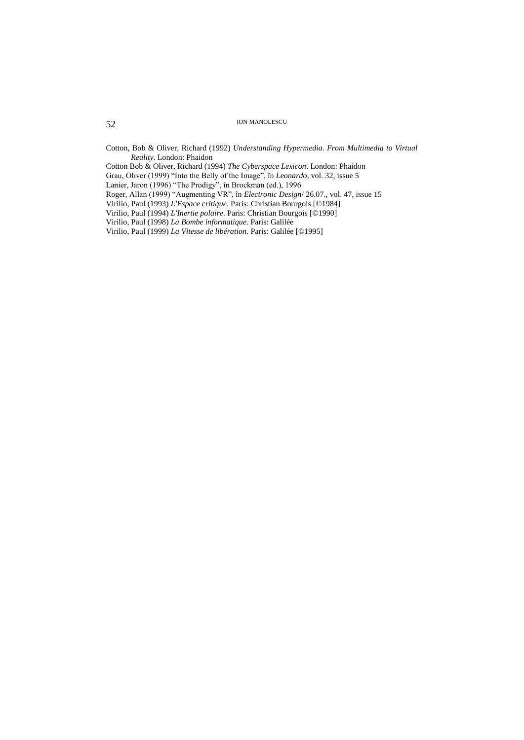Cotton, Bob & Oliver, Richard (1992) *Understanding Hypermedia. From Multimedia to Virtual Reality*. London: Phaidon

Cotton Bob & Oliver, Richard (1994) *The Cyberspace Lexicon*. London: Phaidon

Grau, Oliver (1999) "Into the Belly of the Image", în *Leonardo*, vol. 32, issue 5

Lanier, Jaron (1996) "The Prodigy", în Brockman (ed.), 1996

Roger, Allan (1999) "Augmenting VR", în *Electronic Design*/ 26.07., vol. 47, issue 15

Virilio, Paul (1993) *L'Espace critique*. Paris: Christian Bourgois [©1984]

Virilio, Paul (1994) *L'Inertie polaire*. Paris: Christian Bourgois [©1990]

Virilio, Paul (1998) *La Bombe informatique*. Paris: Galilée

Virilio, Paul (1999) *La Vitesse de libération*. Paris: Galilée [©1995]